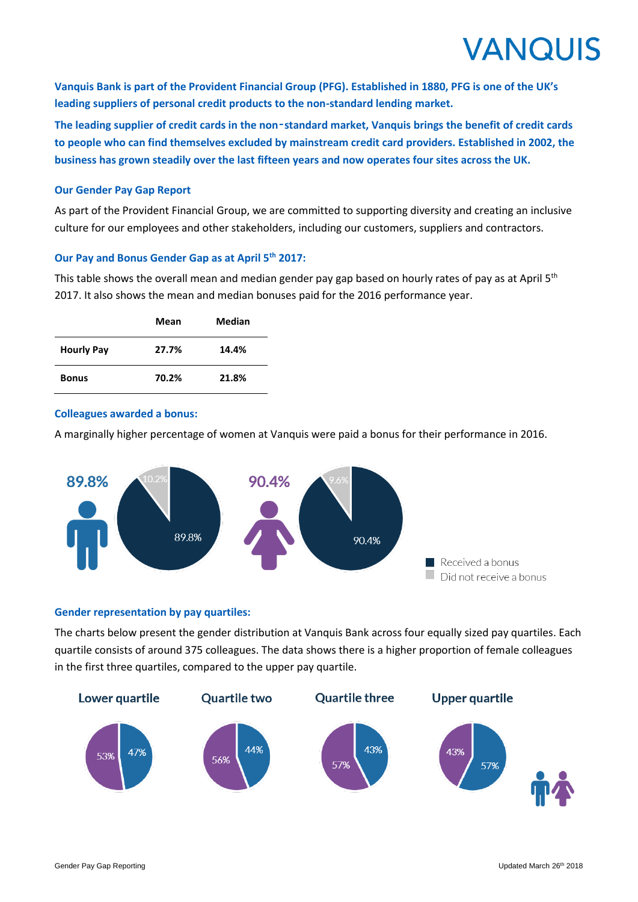# VANQUIS

**Vanquis Bank is part of the Provident Financial Group (PFG). Established in 1880, PFG is one of the UK's leading suppliers of personal credit products to the non-standard lending market.**

**The leading supplier of credit cards in the non-standard market, Vanquis brings the benefit of credit cards to people who can find themselves excluded by mainstream credit card providers. Established in 2002, the business has grown steadily over the last fifteen years and now operates four sites across the UK.**

### Our Gender Pay Gap Report

As part of the Provident Financial Group, we are committed to supporting diversity and creating an inclusive culture for our employees and other stakeholders, including our customers, suppliers and contractors.

### Our Pay and Bonus Gender Gap as at April 5th 2017:

This table shows the overall mean and median gender pay gap based on hourly rates of pay as at April 5th 2017. It also shows the mean and median bonuses paid for the 2016 performance year.

| | Mean | Median |
|---|---|---|
| **Hourly Pay** | **27.7%** | **14.4%** |
| **Bonus** | **70.2%** | **21.8%** |

### Colleagues awarded a bonus:

A marginally higher percentage of women at Vanquis were paid a bonus for their performance in 2016.

| | Received a bonus | Did not receive a bonus |
|---|---|---|
| Men | 89.8% | 10.2% |
| Women | 90.4% | 9.6% |

### Gender representation by pay quartiles:

The charts below present the gender distribution at Vanquis Bank across four equally sized pay quartiles. Each quartile consists of around 375 colleagues. The data shows there is a higher proportion of female colleagues in the first three quartiles, compared to the upper pay quartile.

| | Lower quartile | Quartile two | Quartile three | Upper quartile |
|---|---|---|---|---|
| Women | 53% | 56% | 57% | 43% |
| Men | 47% | 44% | 43% | 57% |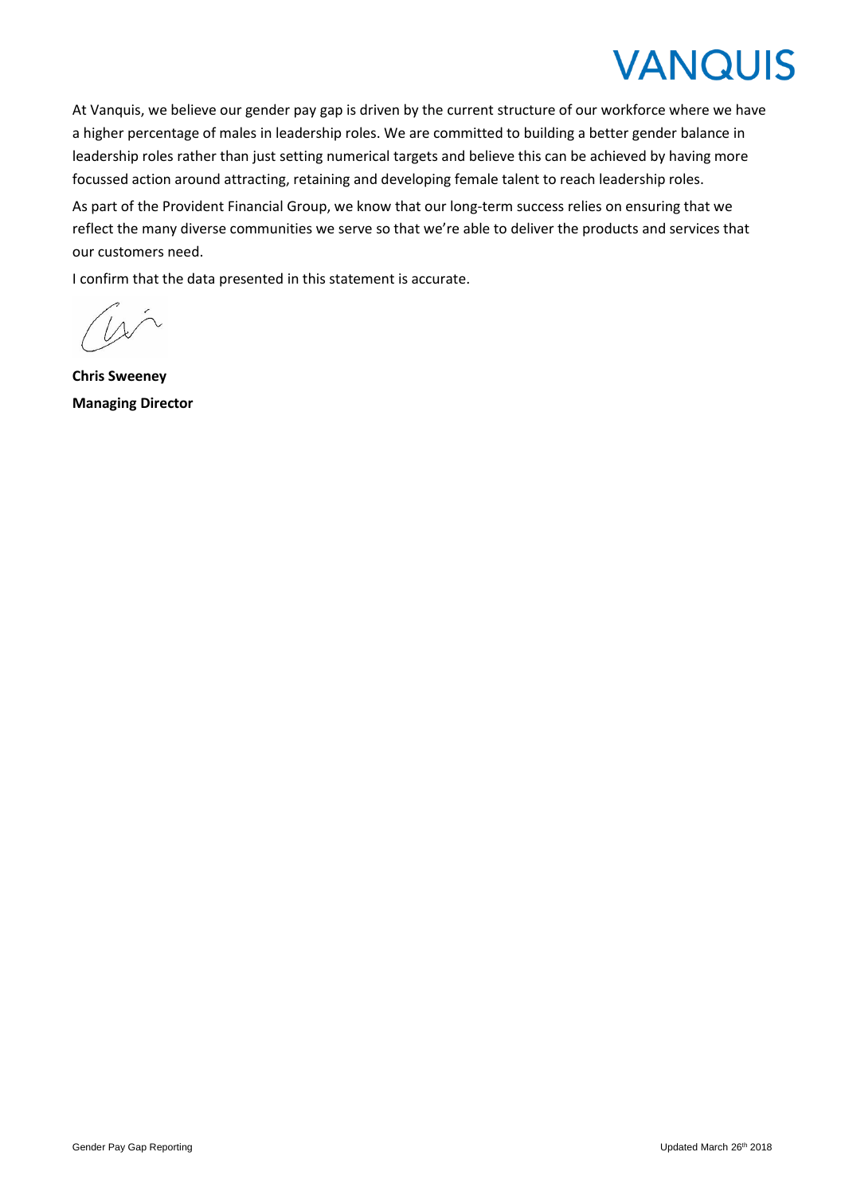At Vanquis, we believe our gender pay gap is driven by the current structure of our workforce where we have a higher percentage of males in leadership roles. We are committed to building a better gender balance in leadership roles rather than just setting numerical targets and believe this can be achieved by having more focussed action around attracting, retaining and developing female talent to reach leadership roles.

As part of the Provident Financial Group, we know that our long-term success relies on ensuring that we reflect the many diverse communities we serve so that we're able to deliver the products and services that our customers need.

I confirm that the data presented in this statement is accurate.

**Chris Sweeney**
**Managing Director**